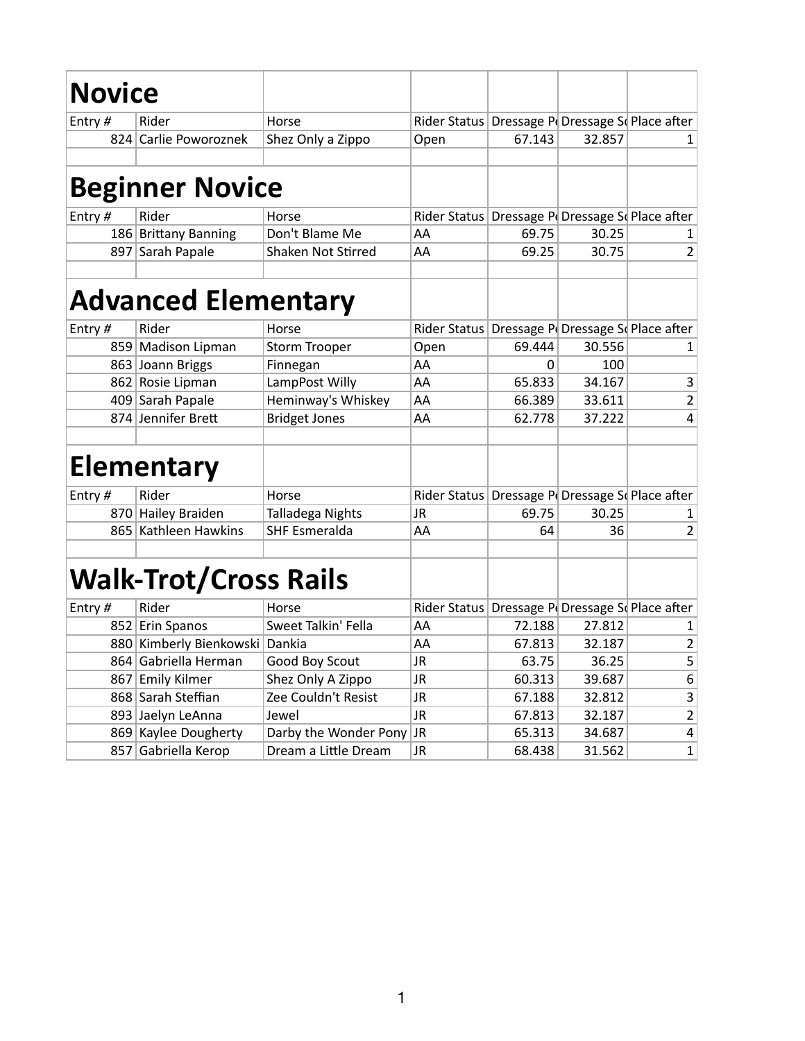# Novice

| Entry # | Rider | Horse | Rider Status | Dressage P | Dressage S | Place after |
|---|---|---|---|---|---|---|
| 824 | Carlie Poworoznek | Shez Only a Zippo | Open | 67.143 | 32.857 | 1 |

# Beginner Novice

| Entry # | Rider | Horse | Rider Status | Dressage P | Dressage S | Place after |
|---|---|---|---|---|---|---|
| 186 | Brittany Banning | Don't Blame Me | AA | 69.75 | 30.25 | 1 |
| 897 | Sarah Papale | Shaken Not Stirred | AA | 69.25 | 30.75 | 2 |

# Advanced Elementary

| Entry # | Rider | Horse | Rider Status | Dressage P | Dressage S | Place after |
|---|---|---|---|---|---|---|
| 859 | Madison Lipman | Storm Trooper | Open | 69.444 | 30.556 | 1 |
| 863 | Joann Briggs | Finnegan | AA | 0 | 100 | |
| 862 | Rosie Lipman | LampPost Willy | AA | 65.833 | 34.167 | 3 |
| 409 | Sarah Papale | Heminway's Whiskey | AA | 66.389 | 33.611 | 2 |
| 874 | Jennifer Brett | Bridget Jones | AA | 62.778 | 37.222 | 4 |

# Elementary

| Entry # | Rider | Horse | Rider Status | Dressage P | Dressage S | Place after |
|---|---|---|---|---|---|---|
| 870 | Hailey Braiden | Talladega Nights | JR | 69.75 | 30.25 | 1 |
| 865 | Kathleen Hawkins | SHF Esmeralda | AA | 64 | 36 | 2 |

# Walk-Trot/Cross Rails

| Entry # | Rider | Horse | Rider Status | Dressage P | Dressage S | Place after |
|---|---|---|---|---|---|---|
| 852 | Erin Spanos | Sweet Talkin' Fella | AA | 72.188 | 27.812 | 1 |
| 880 | Kimberly Bienkowski | Dankia | AA | 67.813 | 32.187 | 2 |
| 864 | Gabriella Herman | Good Boy Scout | JR | 63.75 | 36.25 | 5 |
| 867 | Emily Kilmer | Shez Only A Zippo | JR | 60.313 | 39.687 | 6 |
| 868 | Sarah Steffian | Zee Couldn't Resist | JR | 67.188 | 32.812 | 3 |
| 893 | Jaelyn LeAnna | Jewel | JR | 67.813 | 32.187 | 2 |
| 869 | Kaylee Dougherty | Darby the Wonder Pony | JR | 65.313 | 34.687 | 4 |
| 857 | Gabriella Kerop | Dream a Little Dream | JR | 68.438 | 31.562 | 1 |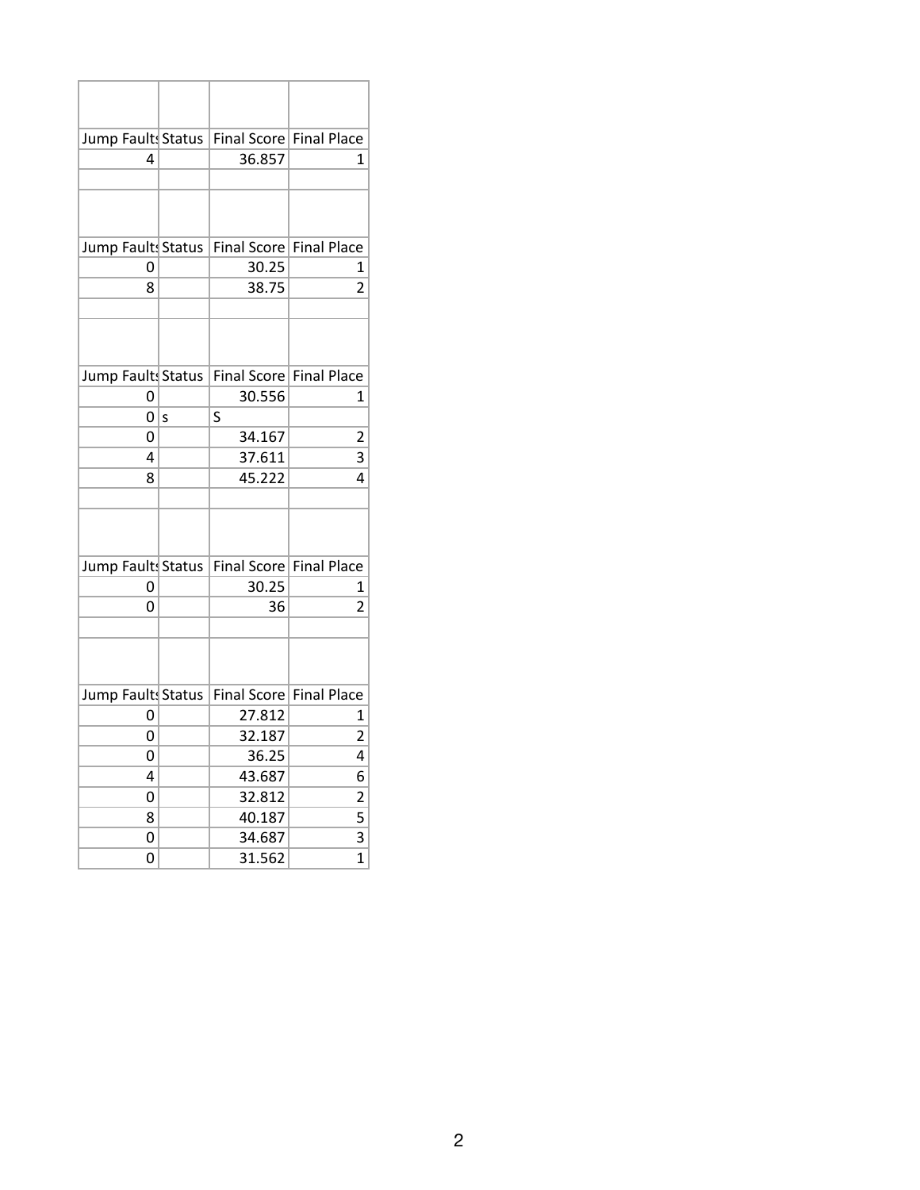| | | | |
|---|---|---|---|
| Jump Faults | Status | Final Score | Final Place |
| 4 | | 36.857 | 1 |

| | | | |
|---|---|---|---|
| Jump Faults | Status | Final Score | Final Place |
| 0 | | 30.25 | 1 |
| 8 | | 38.75 | 2 |

| | | | |
|---|---|---|---|
| Jump Faults | Status | Final Score | Final Place |
| 0 | | 30.556 | 1 |
| 0 | s | S | |
| 0 | | 34.167 | 2 |
| 4 | | 37.611 | 3 |
| 8 | | 45.222 | 4 |

| | | | |
|---|---|---|---|
| Jump Faults | Status | Final Score | Final Place |
| 0 | | 30.25 | 1 |
| 0 | | 36 | 2 |

| | | | |
|---|---|---|---|
| Jump Faults | Status | Final Score | Final Place |
| 0 | | 27.812 | 1 |
| 0 | | 32.187 | 2 |
| 0 | | 36.25 | 4 |
| 4 | | 43.687 | 6 |
| 0 | | 32.812 | 2 |
| 8 | | 40.187 | 5 |
| 0 | | 34.687 | 3 |
| 0 | | 31.562 | 1 |